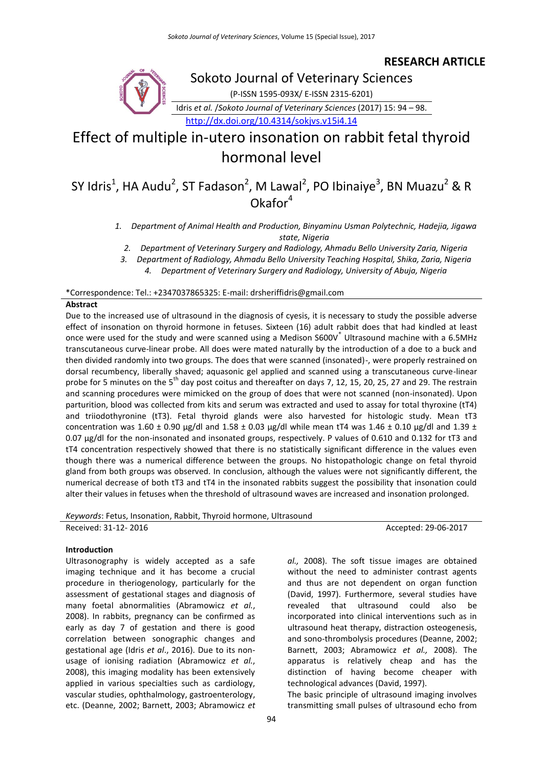**RESEARCH ARTICLE**

Sokoto Journal of Veterinary Sciences

(P-ISSN 1595-093X/ E-ISSN 2315-6201)

Idris *et al.* /*Sokoto Journal of Veterinary Sciences* (2017) 15: 94 – 98.

http://dx.doi.org/10.4314/sokjvs.v15i4.14

# Effect of multiple in-utero insonation on rabbit fetal thyroid hormonal level

SY Idris[1], HA Audu[2], ST Fadason[2], M Lawal[2], PO Ibinaiye[3], BN Muazu[2] & R Okafor[4]

1. *Department of Animal Health and Production, Binyaminu Usman Polytechnic, Hadejia, Jigawa state, Nigeria*
2. *Department of Veterinary Surgery and Radiology, Ahmadu Bello University Zaria, Nigeria*
3. *Department of Radiology, Ahmadu Bello University Teaching Hospital, Shika, Zaria, Nigeria*
4. *Department of Veterinary Surgery and Radiology, University of Abuja, Nigeria*

*Correspondence: Tel.: +2347037865325: E-mail: drsheriffidris@gmail.com

## Abstract

Due to the increased use of ultrasound in the diagnosis of cyesis, it is necessary to study the possible adverse effect of insonation on thyroid hormone in fetuses. Sixteen (16) adult rabbit does that had kindled at least once were used for the study and were scanned using a Medison S600V® Ultrasound machine with a 6.5MHz transcutaneous curve-linear probe. All does were mated naturally by the introduction of a doe to a buck and then divided randomly into two groups. The does that were scanned (insonated)-, were properly restrained on dorsal recumbency, liberally shaved; aquasonic gel applied and scanned using a transcutaneous curve-linear probe for 5 minutes on the 5th day post coitus and thereafter on days 7, 12, 15, 20, 25, 27 and 29. The restrain and scanning procedures were mimicked on the group of does that were not scanned (non-insonated). Upon parturition, blood was collected from kits and serum was extracted and used to assay for total thyroxine (tT4) and triiodothyronine (tT3). Fetal thyroid glands were also harvested for histologic study. Mean tT3 concentration was 1.60 ± 0.90 µg/dl and 1.58 ± 0.03 µg/dl while mean tT4 was 1.46 ± 0.10 µg/dl and 1.39 ± 0.07 µg/dl for the non-insonated and insonated groups, respectively. P values of 0.610 and 0.132 for tT3 and tT4 concentration respectively showed that there is no statistically significant difference in the values even though there was a numerical difference between the groups. No histopathologic change on fetal thyroid gland from both groups was observed. In conclusion, although the values were not significantly different, the numerical decrease of both tT3 and tT4 in the insonated rabbits suggest the possibility that insonation could alter their values in fetuses when the threshold of ultrasound waves are increased and insonation prolonged.

*Keywords*: Fetus, Insonation, Rabbit, Thyroid hormone, Ultrasound

Received: 31-12- 2016 Accepted: 29-06-2017

## Introduction

Ultrasonography is widely accepted as a safe imaging technique and it has become a crucial procedure in theriogenology, particularly for the assessment of gestational stages and diagnosis of many foetal abnormalities (Abramowicz *et al.*, 2008). In rabbits, pregnancy can be confirmed as early as day 7 of gestation and there is good correlation between sonographic changes and gestational age (Idris *et al*., 2016). Due to its non-usage of ionising radiation (Abramowicz *et al.*, 2008), this imaging modality has been extensively applied in various specialties such as cardiology, vascular studies, ophthalmology, gastroenterology, etc. (Deanne, 2002; Barnett, 2003; Abramowicz *et al.,* 2008). The soft tissue images are obtained without the need to administer contrast agents and thus are not dependent on organ function (David, 1997). Furthermore, several studies have revealed that ultrasound could also be incorporated into clinical interventions such as in ultrasound heat therapy, distraction osteogenesis, and sono-thrombolysis procedures (Deanne, 2002; Barnett, 2003; Abramowicz *et al.,* 2008). The apparatus is relatively cheap and has the distinction of having become cheaper with technological advances (David, 1997).

The basic principle of ultrasound imaging involves transmitting small pulses of ultrasound echo from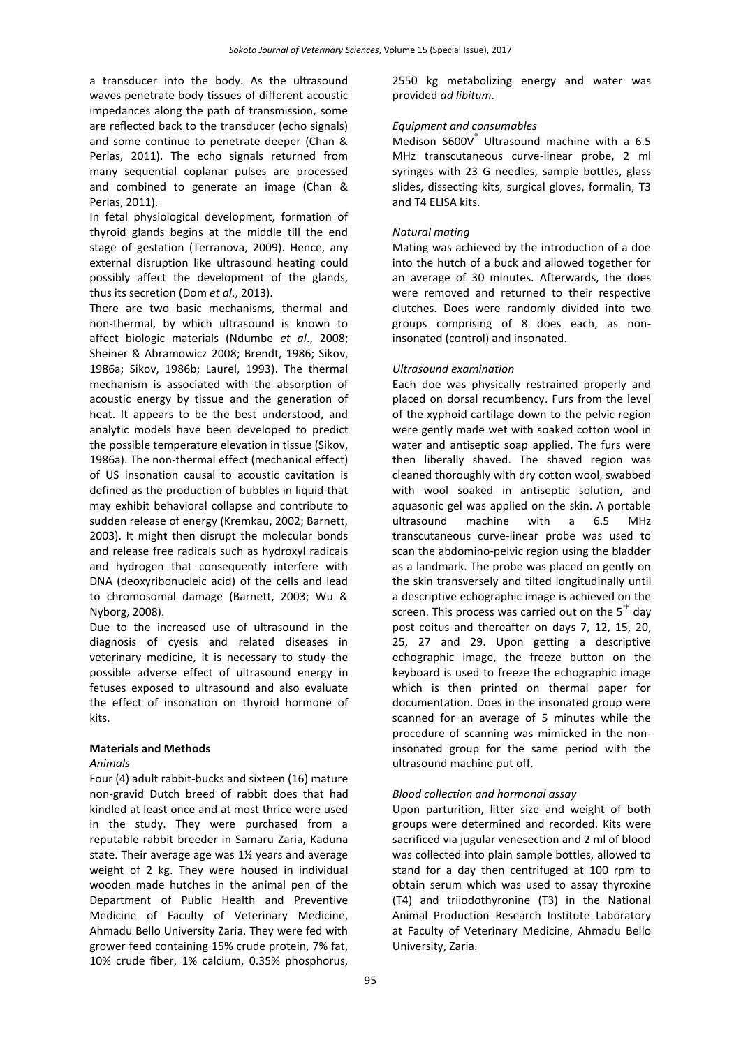a transducer into the body. As the ultrasound waves penetrate body tissues of different acoustic impedances along the path of transmission, some are reflected back to the transducer (echo signals) and some continue to penetrate deeper (Chan & Perlas, 2011). The echo signals returned from many sequential coplanar pulses are processed and combined to generate an image (Chan & Perlas, 2011).

In fetal physiological development, formation of thyroid glands begins at the middle till the end stage of gestation (Terranova, 2009). Hence, any external disruption like ultrasound heating could possibly affect the development of the glands, thus its secretion (Dom *et al*., 2013).

There are two basic mechanisms, thermal and non-thermal, by which ultrasound is known to affect biologic materials (Ndumbe *et al*., 2008; Sheiner & Abramowicz 2008; Brendt, 1986; Sikov, 1986a; Sikov, 1986b; Laurel, 1993). The thermal mechanism is associated with the absorption of acoustic energy by tissue and the generation of heat. It appears to be the best understood, and analytic models have been developed to predict the possible temperature elevation in tissue (Sikov, 1986a). The non-thermal effect (mechanical effect) of US insonation causal to acoustic cavitation is defined as the production of bubbles in liquid that may exhibit behavioral collapse and contribute to sudden release of energy (Kremkau, 2002; Barnett, 2003). It might then disrupt the molecular bonds and release free radicals such as hydroxyl radicals and hydrogen that consequently interfere with DNA (deoxyribonucleic acid) of the cells and lead to chromosomal damage (Barnett, 2003; Wu & Nyborg, 2008).

Due to the increased use of ultrasound in the diagnosis of cyesis and related diseases in veterinary medicine, it is necessary to study the possible adverse effect of ultrasound energy in fetuses exposed to ultrasound and also evaluate the effect of insonation on thyroid hormone of kits.

## Materials and Methods

### *Animals*

Four (4) adult rabbit-bucks and sixteen (16) mature non-gravid Dutch breed of rabbit does that had kindled at least once and at most thrice were used in the study. They were purchased from a reputable rabbit breeder in Samaru Zaria, Kaduna state. Their average age was 1½ years and average weight of 2 kg. They were housed in individual wooden made hutches in the animal pen of the Department of Public Health and Preventive Medicine of Faculty of Veterinary Medicine, Ahmadu Bello University Zaria. They were fed with grower feed containing 15% crude protein, 7% fat, 10% crude fiber, 1% calcium, 0.35% phosphorus, 2550 kg metabolizing energy and water was provided *ad libitum*.

### *Equipment and consumables*

Medison S600V® Ultrasound machine with a 6.5 MHz transcutaneous curve-linear probe, 2 ml syringes with 23 G needles, sample bottles, glass slides, dissecting kits, surgical gloves, formalin, T3 and T4 ELISA kits.

### *Natural mating*

Mating was achieved by the introduction of a doe into the hutch of a buck and allowed together for an average of 30 minutes. Afterwards, the does were removed and returned to their respective clutches. Does were randomly divided into two groups comprising of 8 does each, as non-insonated (control) and insonated.

### *Ultrasound examination*

Each doe was physically restrained properly and placed on dorsal recumbency. Furs from the level of the xyphoid cartilage down to the pelvic region were gently made wet with soaked cotton wool in water and antiseptic soap applied. The furs were then liberally shaved. The shaved region was cleaned thoroughly with dry cotton wool, swabbed with wool soaked in antiseptic solution, and aquasonic gel was applied on the skin. A portable ultrasound machine with a 6.5 MHz transcutaneous curve-linear probe was used to scan the abdomino-pelvic region using the bladder as a landmark. The probe was placed on gently on the skin transversely and tilted longitudinally until a descriptive echographic image is achieved on the screen. This process was carried out on the 5th day post coitus and thereafter on days 7, 12, 15, 20, 25, 27 and 29. Upon getting a descriptive echographic image, the freeze button on the keyboard is used to freeze the echographic image which is then printed on thermal paper for documentation. Does in the insonated group were scanned for an average of 5 minutes while the procedure of scanning was mimicked in the non-insonated group for the same period with the ultrasound machine put off.

### *Blood collection and hormonal assay*

Upon parturition, litter size and weight of both groups were determined and recorded. Kits were sacrificed via jugular venesection and 2 ml of blood was collected into plain sample bottles, allowed to stand for a day then centrifuged at 100 rpm to obtain serum which was used to assay thyroxine (T4) and triiodothyronine (T3) in the National Animal Production Research Institute Laboratory at Faculty of Veterinary Medicine, Ahmadu Bello University, Zaria.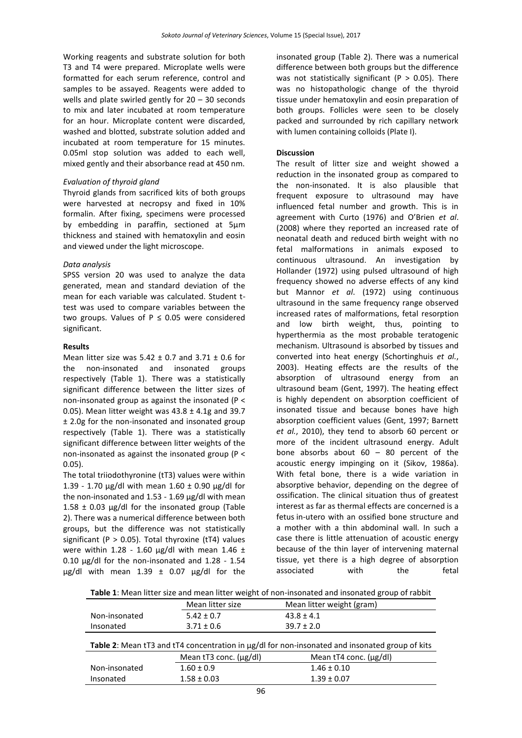Working reagents and substrate solution for both T3 and T4 were prepared. Microplate wells were formatted for each serum reference, control and samples to be assayed. Reagents were added to wells and plate swirled gently for 20 – 30 seconds to mix and later incubated at room temperature for an hour. Microplate content were discarded, washed and blotted, substrate solution added and incubated at room temperature for 15 minutes. 0.05ml stop solution was added to each well, mixed gently and their absorbance read at 450 nm.

*Evaluation of thyroid gland*

Thyroid glands from sacrificed kits of both groups were harvested at necropsy and fixed in 10% formalin. After fixing, specimens were processed by embedding in paraffin, sectioned at 5µm thickness and stained with hematoxylin and eosin and viewed under the light microscope.

*Data analysis*

SPSS version 20 was used to analyze the data generated, mean and standard deviation of the mean for each variable was calculated. Student t-test was used to compare variables between the two groups. Values of $P \leq 0.05$ were considered significant.

**Results**

Mean litter size was 5.42 ± 0.7 and 3.71 ± 0.6 for the non-insonated and insonated groups respectively (Table 1). There was a statistically significant difference between the litter sizes of non-insonated group as against the insonated ($P < 0.05$). Mean litter weight was 43.8 ± 4.1g and 39.7 ± 2.0g for the non-insonated and insonated group respectively (Table 1). There was a statistically significant difference between litter weights of the non-insonated as against the insonated group ($P < 0.05$).

The total triiodothyronine (tT3) values were within 1.39 - 1.70 µg/dl with mean 1.60 ± 0.90 µg/dl for the non-insonated and 1.53 - 1.69 µg/dl with mean 1.58 ± 0.03 µg/dl for the insonated group (Table 2). There was a numerical difference between both groups, but the difference was not statistically significant ($P > 0.05$). Total thyroxine (tT4) values were within 1.28 - 1.60 µg/dl with mean 1.46 ± 0.10 µg/dl for the non-insonated and 1.28 - 1.54 µg/dl with mean 1.39 ± 0.07 µg/dl for the insonated group (Table 2). There was a numerical difference between both groups but the difference was not statistically significant ($P > 0.05$). There was no histopathologic change of the thyroid tissue under hematoxylin and eosin preparation of both groups. Follicles were seen to be closely packed and surrounded by rich capillary network with lumen containing colloids (Plate I).

**Discussion**

The result of litter size and weight showed a reduction in the insonated group as compared to the non-insonated. It is also plausible that frequent exposure to ultrasound may have influenced fetal number and growth. This is in agreement with Curto (1976) and O'Brien *et al*. (2008) where they reported an increased rate of neonatal death and reduced birth weight with no fetal malformations in animals exposed to continuous ultrasound. An investigation by Hollander (1972) using pulsed ultrasound of high frequency showed no adverse effects of any kind but Mannor *et al*. (1972) using continuous ultrasound in the same frequency range observed increased rates of malformations, fetal resorption and low birth weight, thus, pointing to hyperthermia as the most probable teratogenic mechanism. Ultrasound is absorbed by tissues and converted into heat energy (Schortinghuis *et al.*, 2003). Heating effects are the results of the absorption of ultrasound energy from an ultrasound beam (Gent, 1997). The heating effect is highly dependent on absorption coefficient of insonated tissue and because bones have high absorption coefficient values (Gent, 1997; Barnett *et al.*, 2010), they tend to absorb 60 percent or more of the incident ultrasound energy. Adult bone absorbs about 60 – 80 percent of the acoustic energy impinging on it (Sikov, 1986a). With fetal bone, there is a wide variation in absorptive behavior, depending on the degree of ossification. The clinical situation thus of greatest interest as far as thermal effects are concerned is a fetus in-utero with an ossified bone structure and a mother with a thin abdominal wall. In such a case there is little attenuation of acoustic energy because of the thin layer of intervening maternal tissue, yet there is a high degree of absorption associated with the fetal

**Table 1**: Mean litter size and mean litter weight of non-insonated and insonated group of rabbit

| | Mean litter size | Mean litter weight (gram) |
|---|---|---|
| Non-insonated | 5.42 ± 0.7 | 43.8 ± 4.1 |
| Insonated | 3.71 ± 0.6 | 39.7 ± 2.0 |

**Table 2**: Mean tT3 and tT4 concentration in µg/dl for non-insonated and insonated group of kits

| | Mean tT3 conc. (µg/dl) | Mean tT4 conc. (µg/dl) |
|---|---|---|
| Non-insonated | 1.60 ± 0.9 | 1.46 ± 0.10 |
| Insonated | 1.58 ± 0.03 | 1.39 ± 0.07 |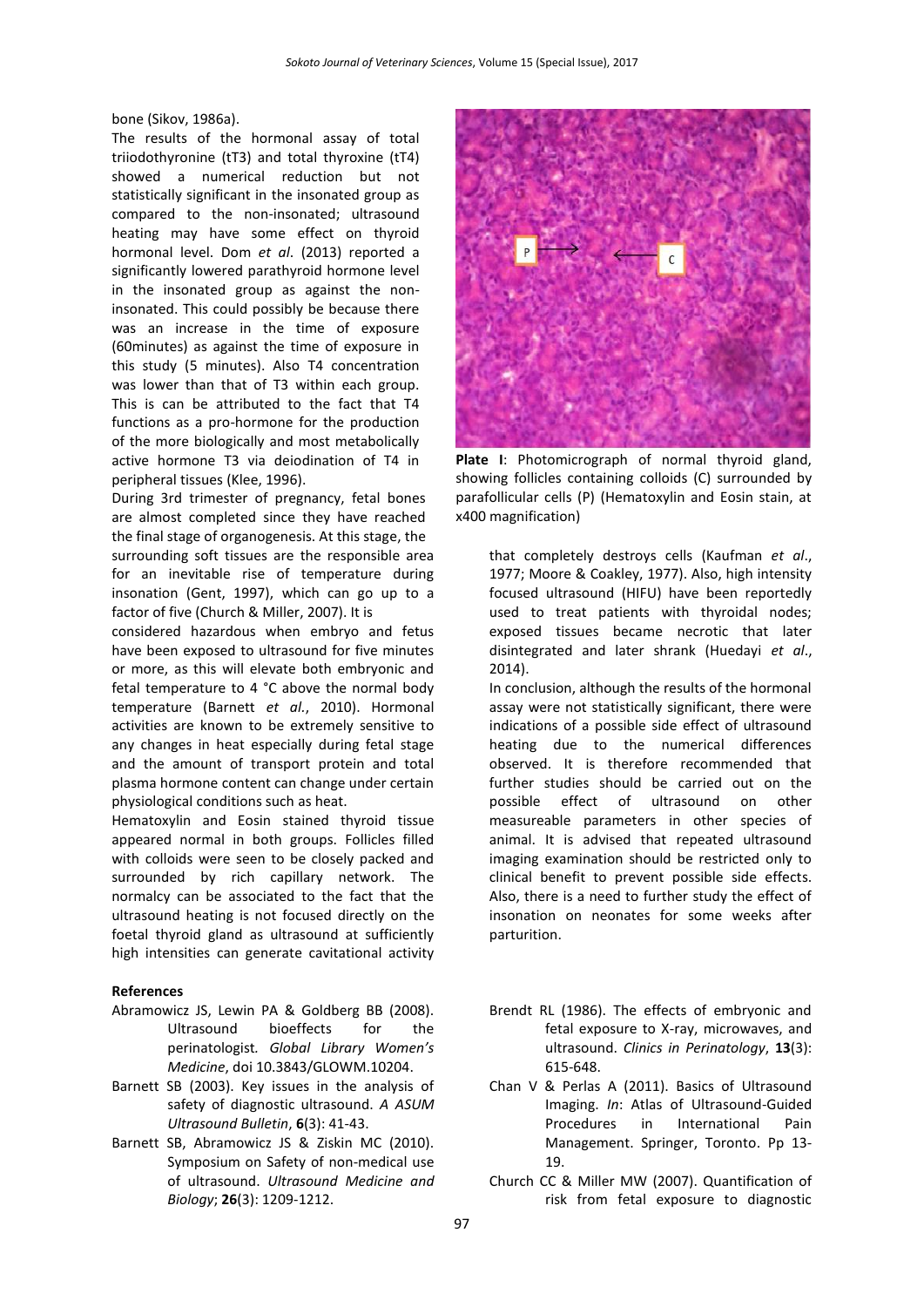bone (Sikov, 1986a).

The results of the hormonal assay of total triiodothyronine (tT3) and total thyroxine (tT4) showed a numerical reduction but not statistically significant in the insonated group as compared to the non-insonated; ultrasound heating may have some effect on thyroid hormonal level. Dom *et al*. (2013) reported a significantly lowered parathyroid hormone level in the insonated group as against the non-insonated. This could possibly be because there was an increase in the time of exposure (60minutes) as against the time of exposure in this study (5 minutes). Also T4 concentration was lower than that of T3 within each group. This is can be attributed to the fact that T4 functions as a pro-hormone for the production of the more biologically and most metabolically active hormone T3 via deiodination of T4 in peripheral tissues (Klee, 1996).

During 3rd trimester of pregnancy, fetal bones are almost completed since they have reached the final stage of organogenesis. At this stage, the surrounding soft tissues are the responsible area for an inevitable rise of temperature during insonation (Gent, 1997), which can go up to a factor of five (Church & Miller, 2007). It is considered hazardous when embryo and fetus have been exposed to ultrasound for five minutes or more, as this will elevate both embryonic and fetal temperature to 4 °C above the normal body temperature (Barnett *et al.*, 2010). Hormonal activities are known to be extremely sensitive to any changes in heat especially during fetal stage and the amount of transport protein and total plasma hormone content can change under certain physiological conditions such as heat.

Hematoxylin and Eosin stained thyroid tissue appeared normal in both groups. Follicles filled with colloids were seen to be closely packed and surrounded by rich capillary network. The normalcy can be associated to the fact that the ultrasound heating is not focused directly on the foetal thyroid gland as ultrasound at sufficiently high intensities can generate cavitational activity that completely destroys cells (Kaufman *et al*., 1977; Moore & Coakley, 1977). Also, high intensity focused ultrasound (HIFU) have been reportedly used to treat patients with thyroidal nodes; exposed tissues became necrotic that later disintegrated and later shrank (Huedayi *et al*., 2014).

**Plate I**: Photomicrograph of normal thyroid gland, showing follicles containing colloids (C) surrounded by parafollicular cells (P) (Hematoxylin and Eosin stain, at x400 magnification)

In conclusion, although the results of the hormonal assay were not statistically significant, there were indications of a possible side effect of ultrasound heating due to the numerical differences observed. It is therefore recommended that further studies should be carried out on the possible effect of ultrasound on other measureable parameters in other species of animal. It is advised that repeated ultrasound imaging examination should be restricted only to clinical benefit to prevent possible side effects. Also, there is a need to further study the effect of insonation on neonates for some weeks after parturition.

## References

Abramowicz JS, Lewin PA & Goldberg BB (2008). Ultrasound bioeffects for the perinatologist. *Global Library Women's Medicine*, doi 10.3843/GLOWM.10204.

Barnett SB (2003). Key issues in the analysis of safety of diagnostic ultrasound. *A ASUM Ultrasound Bulletin*, **6**(3): 41-43.

Barnett SB, Abramowicz JS & Ziskin MC (2010). Symposium on Safety of non-medical use of ultrasound. *Ultrasound Medicine and Biology*; **26**(3): 1209-1212.

Brendt RL (1986). The effects of embryonic and fetal exposure to X-ray, microwaves, and ultrasound. *Clinics in Perinatology*, **13**(3): 615-648.

Chan V & Perlas A (2011). Basics of Ultrasound Imaging. *In*: Atlas of Ultrasound-Guided Procedures in International Pain Management. Springer, Toronto. Pp 13-19.

Church CC & Miller MW (2007). Quantification of risk from fetal exposure to diagnostic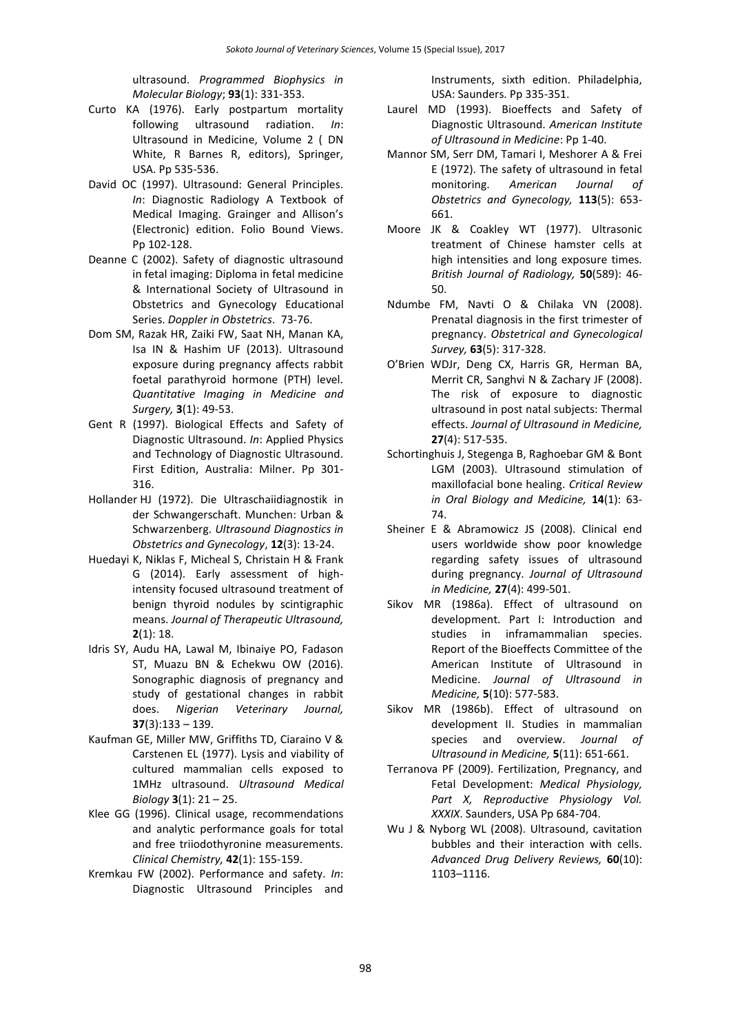ultrasound. *Programmed Biophysics in Molecular Biology*; **93**(1): 331-353.

Curto KA (1976). Early postpartum mortality following ultrasound radiation. *In*: Ultrasound in Medicine, Volume 2 ( DN White, R Barnes R, editors), Springer, USA. Pp 535-536.

David OC (1997). Ultrasound: General Principles. *In*: Diagnostic Radiology A Textbook of Medical Imaging. Grainger and Allison's (Electronic) edition. Folio Bound Views. Pp 102-128.

Deanne C (2002). Safety of diagnostic ultrasound in fetal imaging: Diploma in fetal medicine & International Society of Ultrasound in Obstetrics and Gynecology Educational Series. *Doppler in Obstetrics*. 73-76.

Dom SM, Razak HR, Zaiki FW, Saat NH, Manan KA, Isa IN & Hashim UF (2013). Ultrasound exposure during pregnancy affects rabbit foetal parathyroid hormone (PTH) level. *Quantitative Imaging in Medicine and Surgery,* **3**(1): 49-53.

Gent R (1997). Biological Effects and Safety of Diagnostic Ultrasound. *In*: Applied Physics and Technology of Diagnostic Ultrasound. First Edition, Australia: Milner. Pp 301-316.

Hollander HJ (1972). Die Ultraschaiidiagnostik in der Schwangerschaft. Munchen: Urban & Schwarzenberg. *Ultrasound Diagnostics in Obstetrics and Gynecology*, **12**(3): 13-24.

Huedayi K, Niklas F, Micheal S, Christain H & Frank G (2014). Early assessment of high-intensity focused ultrasound treatment of benign thyroid nodules by scintigraphic means. *Journal of Therapeutic Ultrasound,* **2**(1): 18.

Idris SY, Audu HA, Lawal M, Ibinaiye PO, Fadason ST, Muazu BN & Echekwu OW (2016). Sonographic diagnosis of pregnancy and study of gestational changes in rabbit does. *Nigerian Veterinary Journal,* **37**(3):133 – 139.

Kaufman GE, Miller MW, Griffiths TD, Ciaraino V & Carstenen EL (1977). Lysis and viability of cultured mammalian cells exposed to 1MHz ultrasound. *Ultrasound Medical Biology* **3**(1): 21 – 25.

Klee GG (1996). Clinical usage, recommendations and analytic performance goals for total and free triiodothyronine measurements. *Clinical Chemistry,* **42**(1): 155-159.

Kremkau FW (2002). Performance and safety. *In*: Diagnostic Ultrasound Principles and Instruments, sixth edition. Philadelphia, USA: Saunders. Pp 335-351.

Laurel MD (1993). Bioeffects and Safety of Diagnostic Ultrasound. *American Institute of Ultrasound in Medicine*: Pp 1-40.

Mannor SM, Serr DM, Tamari I, Meshorer A & Frei E (1972). The safety of ultrasound in fetal monitoring. *American Journal of Obstetrics and Gynecology,* **113**(5): 653-661.

Moore JK & Coakley WT (1977). Ultrasonic treatment of Chinese hamster cells at high intensities and long exposure times. *British Journal of Radiology,* **50**(589): 46-50.

Ndumbe FM, Navti O & Chilaka VN (2008). Prenatal diagnosis in the first trimester of pregnancy. *Obstetrical and Gynecological Survey,* **63**(5): 317-328.

O'Brien WDJr, Deng CX, Harris GR, Herman BA, Merrit CR, Sanghvi N & Zachary JF (2008). The risk of exposure to diagnostic ultrasound in post natal subjects: Thermal effects. *Journal of Ultrasound in Medicine,* **27**(4): 517-535.

Schortinghuis J, Stegenga B, Raghoebar GM & Bont LGM (2003). Ultrasound stimulation of maxillofacial bone healing. *Critical Review in Oral Biology and Medicine,* **14**(1): 63-74.

Sheiner E & Abramowicz JS (2008). Clinical end users worldwide show poor knowledge regarding safety issues of ultrasound during pregnancy. *Journal of Ultrasound in Medicine,* **27**(4): 499-501.

Sikov MR (1986a). Effect of ultrasound on development. Part I: Introduction and studies in inframammalian species. Report of the Bioeffects Committee of the American Institute of Ultrasound in Medicine. *Journal of Ultrasound in Medicine,* **5**(10): 577-583.

Sikov MR (1986b). Effect of ultrasound on development II. Studies in mammalian species and overview. *Journal of Ultrasound in Medicine,* **5**(11): 651-661.

Terranova PF (2009). Fertilization, Pregnancy, and Fetal Development: *Medical Physiology, Part X, Reproductive Physiology Vol. XXXIX*. Saunders, USA Pp 684-704.

Wu J & Nyborg WL (2008). Ultrasound, cavitation bubbles and their interaction with cells. *Advanced Drug Delivery Reviews,* **60**(10): 1103–1116.